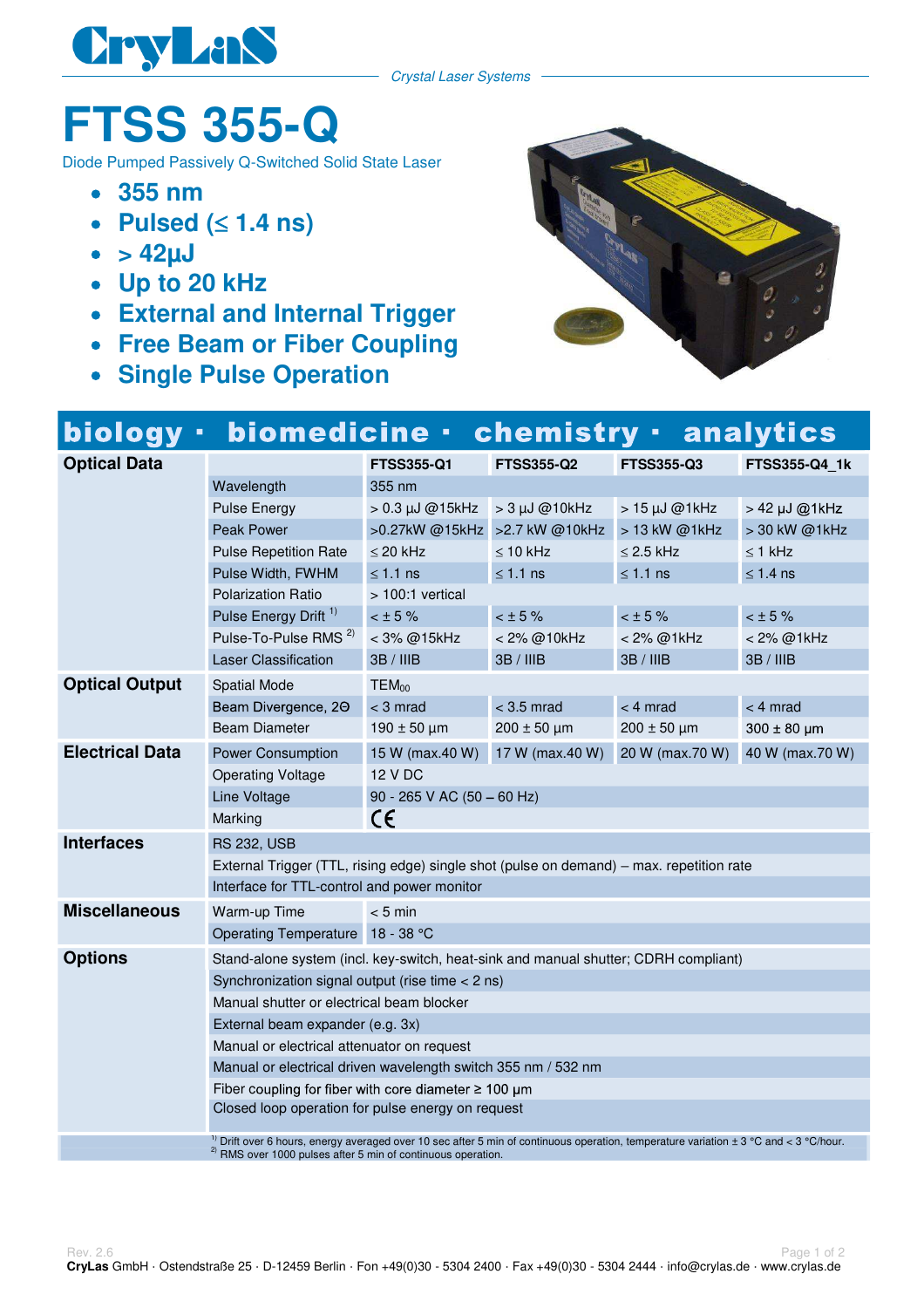CryLaS

*Crystal Laser Systems*

# FTSS 355-Q

Diode Pumped Passively Q-Switched Solid State Laser

- **355 nm**
- **Pulsed (≤ 1.4 ns)**
- **> 42µJ**
- **Up to 20 kHz**
- **External and Internal Trigger**
- **Free Beam or Fiber Coupling**
- **Single Pulse Operation**

## biology · biomedicine · chemistry · analytics

| | | | | | |
|---|---|---|---|---|---|
| **Optical Data** | | **FTSS355-Q1** | **FTSS355-Q2** | **FTSS355-Q3** | **FTSS355-Q4_1k** |
| | Wavelength | 355 nm | | | |
| | Pulse Energy | > 0.3 µJ @15kHz | > 3 µJ @10kHz | > 15 µJ @1kHz | > 42 µJ @1kHz |
| | Peak Power | >0.27kW @15kHz | >2.7 kW @10kHz | > 13 kW @1kHz | > 30 kW @1kHz |
| | Pulse Repetition Rate | ≤ 20 kHz | ≤ 10 kHz | ≤ 2.5 kHz | ≤ 1 kHz |
| | Pulse Width, FWHM | ≤ 1.1 ns | ≤ 1.1 ns | ≤ 1.1 ns | ≤ 1.4 ns |
| | Polarization Ratio | > 100:1 vertical | | | |
| | Pulse Energy Drift [1] | < ± 5 % | < ± 5 % | < ± 5 % | < ± 5 % |
| | Pulse-To-Pulse RMS [2] | < 3% @15kHz | < 2% @10kHz | < 2% @1kHz | < 2% @1kHz |
| | Laser Classification | 3B / IIIB | 3B / IIIB | 3B / IIIB | 3B / IIIB |
| **Optical Output** | Spatial Mode | $TEM_{00}$ | | | |
| | Beam Divergence, 2Θ | < 3 mrad | < 3.5 mrad | < 4 mrad | < 4 mrad |
| | Beam Diameter | 190 ± 50 µm | 200 ± 50 µm | 200 ± 50 µm | 300 ± 80 µm |
| **Electrical Data** | Power Consumption | 15 W (max.40 W) | 17 W (max.40 W) | 20 W (max.70 W) | 40 W (max.70 W) |
| | Operating Voltage | 12 V DC | | | |
| | Line Voltage | 90 - 265 V AC (50 – 60 Hz) | | | |
| | Marking | CE | | | |
| **Interfaces** | RS 232, USB | | | | |
| | External Trigger (TTL, rising edge) single shot (pulse on demand) – max. repetition rate | | | | |
| | Interface for TTL-control and power monitor | | | | |
| **Miscellaneous** | Warm-up Time | < 5 min | | | |
| | Operating Temperature | 18 - 38 °C | | | |
| **Options** | Stand-alone system (incl. key-switch, heat-sink and manual shutter; CDRH compliant) | | | | |
| | Synchronization signal output (rise time < 2 ns) | | | | |
| | Manual shutter or electrical beam blocker | | | | |
| | External beam expander (e.g. 3x) | | | | |
| | Manual or electrical attenuator on request | | | | |
| | Manual or electrical driven wavelength switch 355 nm / 532 nm | | | | |
| | Fiber coupling for fiber with core diameter ≥ 100 µm | | | | |
| | Closed loop operation for pulse energy on request | | | | |

[1] Drift over 6 hours, energy averaged over 10 sec after 5 min of continuous operation, temperature variation ± 3 °C and < 3 °C/hour.
[2] RMS over 1000 pulses after 5 min of continuous operation.

Rev. 2.6

**CryLas** GmbH · Ostendstraße 25 · D-12459 Berlin · Fon +49(0)30 - 5304 2400 · Fax +49(0)30 - 5304 2444 · info@crylas.de · www.crylas.de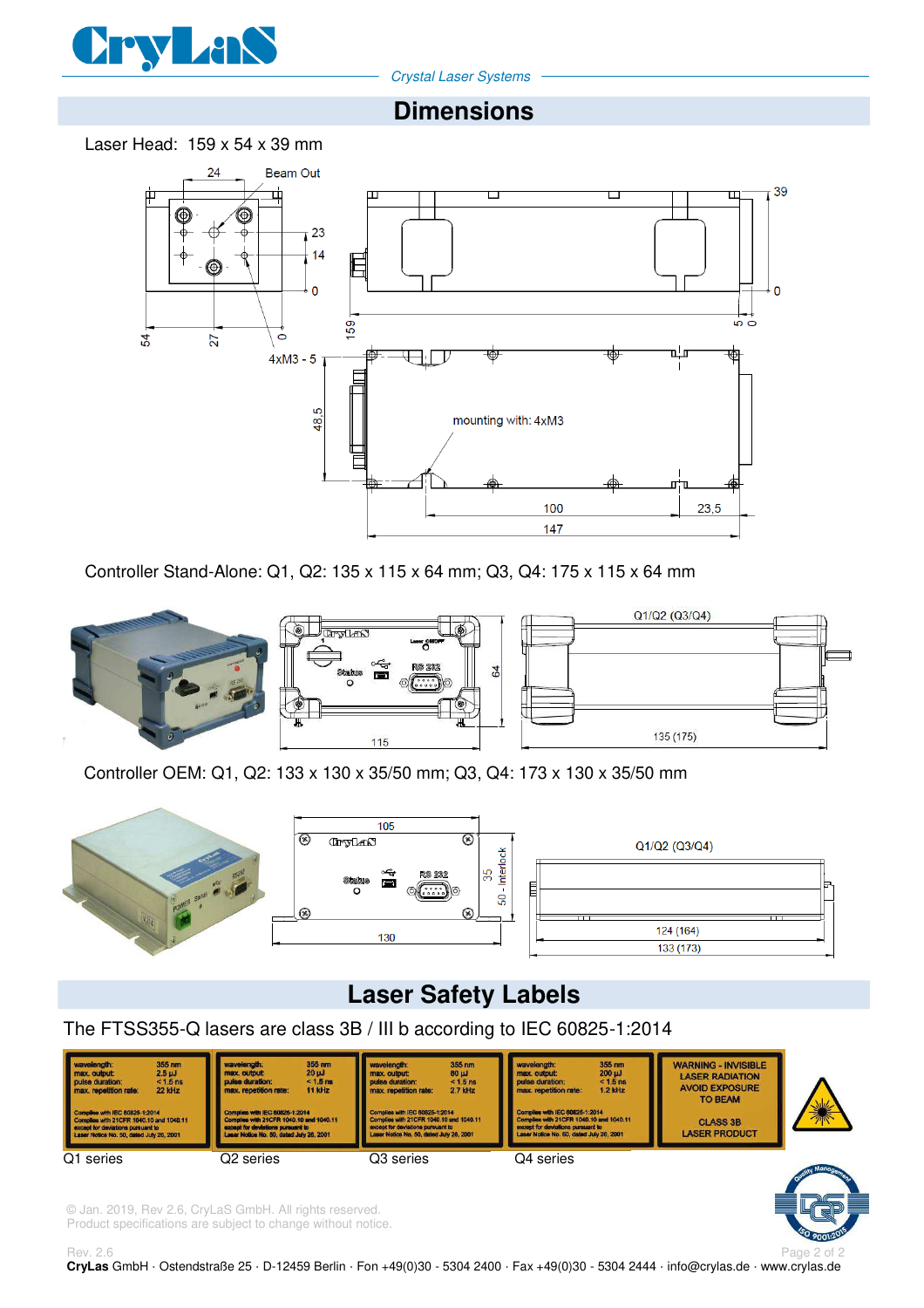## Dimensions

Laser Head: 159 x 54 x 39 mm

24
Beam Out
23
14
0
39
0
54
27
0
159
5
0
4xM3 - 5
48,5
mounting with: 4xM3
100
23,5
147

Controller Stand-Alone: Q1, Q2: 135 x 115 x 64 mm; Q3, Q4: 175 x 115 x 64 mm

Status
RS 232
64
115
Q1/Q2 (Q3/Q4)
135 (175)

Controller OEM: Q1, Q2: 133 x 130 x 35/50 mm; Q3, Q4: 173 x 130 x 35/50 mm

105
Status
RS 232
35
50 - Interlock
130
Q1/Q2 (Q3/Q4)
124 (164)
133 (173)

## Laser Safety Labels

The FTSS355-Q lasers are class 3B / III b according to IEC 60825-1:2014

| | Q1 series | Q2 series | Q3 series | Q4 series |
|---|---|---|---|---|
| wavelength: | 355 nm | 355 nm | 355 nm | 355 nm |
| max. output: | 2.5 µJ | 20 µJ | 80 µJ | 200 µJ |
| pulse duration: | < 1.5 ns | < 1.5 ns | < 1.5 ns | < 1.5 ns |
| max. repetition rate: | 22 kHz | 11 kHz | 2.7 kHz | 1.2 kHz |

Complies with IEC 60825-1:2014
Complies with 21CFR 1040.10 and 1040.11 except for deviations pursuant to Laser Notice No. 50, dated July 26, 2001

WARNING - INVISIBLE LASER RADIATION
AVOID EXPOSURE TO BEAM
CLASS 3B LASER PRODUCT

© Jan. 2019, Rev 2.6, CryLaS GmbH. All rights reserved.
Product specifications are subject to change without notice.